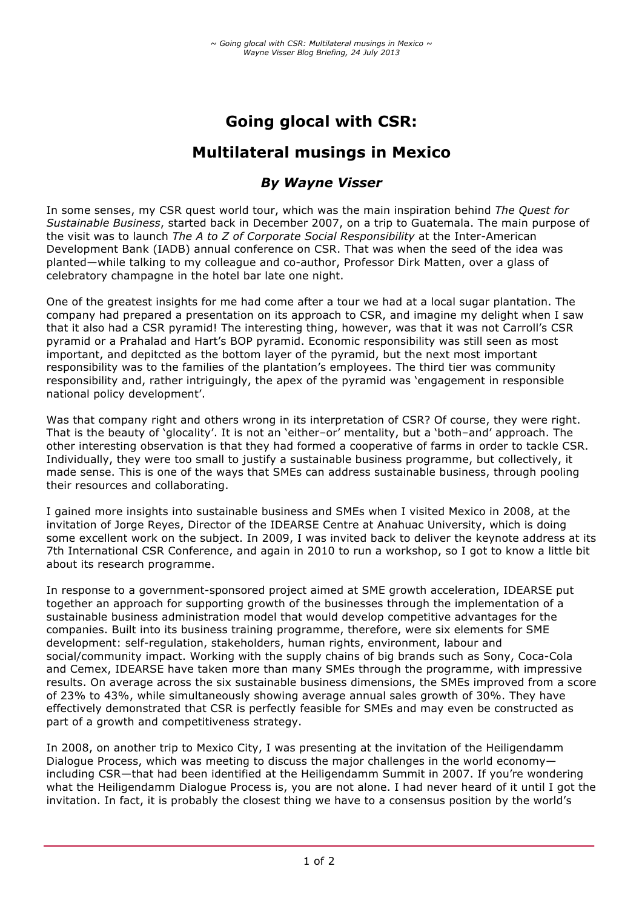# Going glocal with CSR:

# Multilateral musings in Mexico

### *By Wayne Visser*

In some senses, my CSR quest world tour, which was the main inspiration behind *The Quest for Sustainable Business*, started back in December 2007, on a trip to Guatemala. The main purpose of the visit was to launch *The A to Z of Corporate Social Responsibility* at the Inter-American Development Bank (IADB) annual conference on CSR. That was when the seed of the idea was planted—while talking to my colleague and co-author, Professor Dirk Matten, over a glass of celebratory champagne in the hotel bar late one night.

One of the greatest insights for me had come after a tour we had at a local sugar plantation. The company had prepared a presentation on its approach to CSR, and imagine my delight when I saw that it also had a CSR pyramid! The interesting thing, however, was that it was not Carroll's CSR pyramid or a Prahalad and Hart's BOP pyramid. Economic responsibility was still seen as most important, and depitcted as the bottom layer of the pyramid, but the next most important responsibility was to the families of the plantation's employees. The third tier was community responsibility and, rather intriguingly, the apex of the pyramid was 'engagement in responsible national policy development'.

Was that company right and others wrong in its interpretation of CSR? Of course, they were right. That is the beauty of 'glocality'. It is not an 'either–or' mentality, but a 'both–and' approach. The other interesting observation is that they had formed a cooperative of farms in order to tackle CSR. Individually, they were too small to justify a sustainable business programme, but collectively, it made sense. This is one of the ways that SMEs can address sustainable business, through pooling their resources and collaborating.

I gained more insights into sustainable business and SMEs when I visited Mexico in 2008, at the invitation of Jorge Reyes, Director of the IDEARSE Centre at Anahuac University, which is doing some excellent work on the subject. In 2009, I was invited back to deliver the keynote address at its 7th International CSR Conference, and again in 2010 to run a workshop, so I got to know a little bit about its research programme.

In response to a government-sponsored project aimed at SME growth acceleration, IDEARSE put together an approach for supporting growth of the businesses through the implementation of a sustainable business administration model that would develop competitive advantages for the companies. Built into its business training programme, therefore, were six elements for SME development: self-regulation, stakeholders, human rights, environment, labour and social/community impact. Working with the supply chains of big brands such as Sony, Coca-Cola and Cemex, IDEARSE have taken more than many SMEs through the programme, with impressive results. On average across the six sustainable business dimensions, the SMEs improved from a score of 23% to 43%, while simultaneously showing average annual sales growth of 30%. They have effectively demonstrated that CSR is perfectly feasible for SMEs and may even be constructed as part of a growth and competitiveness strategy.

In 2008, on another trip to Mexico City, I was presenting at the invitation of the Heiligendamm Dialogue Process, which was meeting to discuss the major challenges in the world economy—including CSR—that had been identified at the Heiligendamm Summit in 2007. If you're wondering what the Heiligendamm Dialogue Process is, you are not alone. I had never heard of it until I got the invitation. In fact, it is probably the closest thing we have to a consensus position by the world's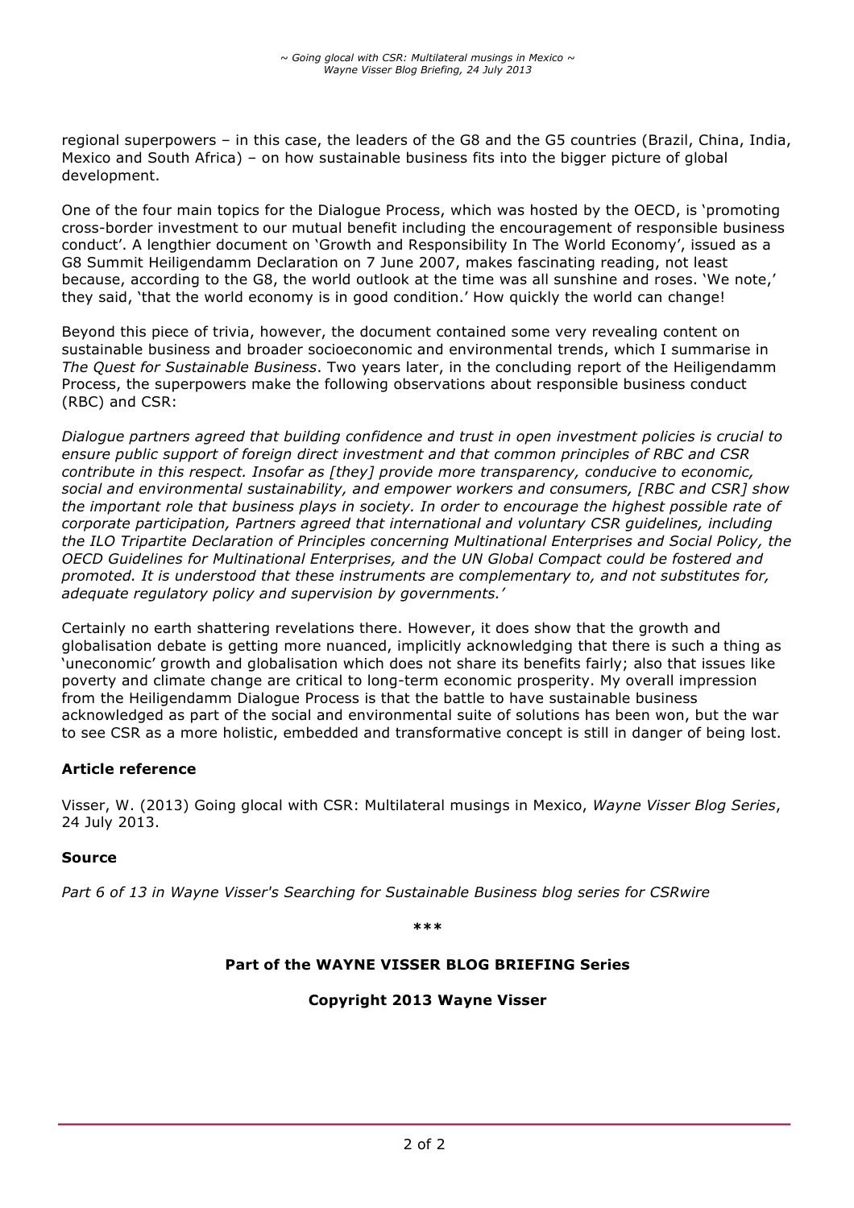regional superpowers – in this case, the leaders of the G8 and the G5 countries (Brazil, China, India, Mexico and South Africa) – on how sustainable business fits into the bigger picture of global development.

One of the four main topics for the Dialogue Process, which was hosted by the OECD, is 'promoting cross-border investment to our mutual benefit including the encouragement of responsible business conduct'. A lengthier document on 'Growth and Responsibility In The World Economy', issued as a G8 Summit Heiligendamm Declaration on 7 June 2007, makes fascinating reading, not least because, according to the G8, the world outlook at the time was all sunshine and roses. 'We note,' they said, 'that the world economy is in good condition.' How quickly the world can change!

Beyond this piece of trivia, however, the document contained some very revealing content on sustainable business and broader socioeconomic and environmental trends, which I summarise in *The Quest for Sustainable Business*. Two years later, in the concluding report of the Heiligendamm Process, the superpowers make the following observations about responsible business conduct (RBC) and CSR:

*Dialogue partners agreed that building confidence and trust in open investment policies is crucial to ensure public support of foreign direct investment and that common principles of RBC and CSR contribute in this respect. Insofar as [they] provide more transparency, conducive to economic, social and environmental sustainability, and empower workers and consumers, [RBC and CSR] show the important role that business plays in society. In order to encourage the highest possible rate of corporate participation, Partners agreed that international and voluntary CSR guidelines, including the ILO Tripartite Declaration of Principles concerning Multinational Enterprises and Social Policy, the OECD Guidelines for Multinational Enterprises, and the UN Global Compact could be fostered and promoted. It is understood that these instruments are complementary to, and not substitutes for, adequate regulatory policy and supervision by governments.'*

Certainly no earth shattering revelations there. However, it does show that the growth and globalisation debate is getting more nuanced, implicitly acknowledging that there is such a thing as 'uneconomic' growth and globalisation which does not share its benefits fairly; also that issues like poverty and climate change are critical to long-term economic prosperity. My overall impression from the Heiligendamm Dialogue Process is that the battle to have sustainable business acknowledged as part of the social and environmental suite of solutions has been won, but the war to see CSR as a more holistic, embedded and transformative concept is still in danger of being lost.

### Article reference

Visser, W. (2013) Going glocal with CSR: Multilateral musings in Mexico, *Wayne Visser Blog Series*, 24 July 2013.

### Source

*Part 6 of 13 in Wayne Visser's Searching for Sustainable Business blog series for CSRwire*

***

**Part of the WAYNE VISSER BLOG BRIEFING Series**

**Copyright 2013 Wayne Visser**